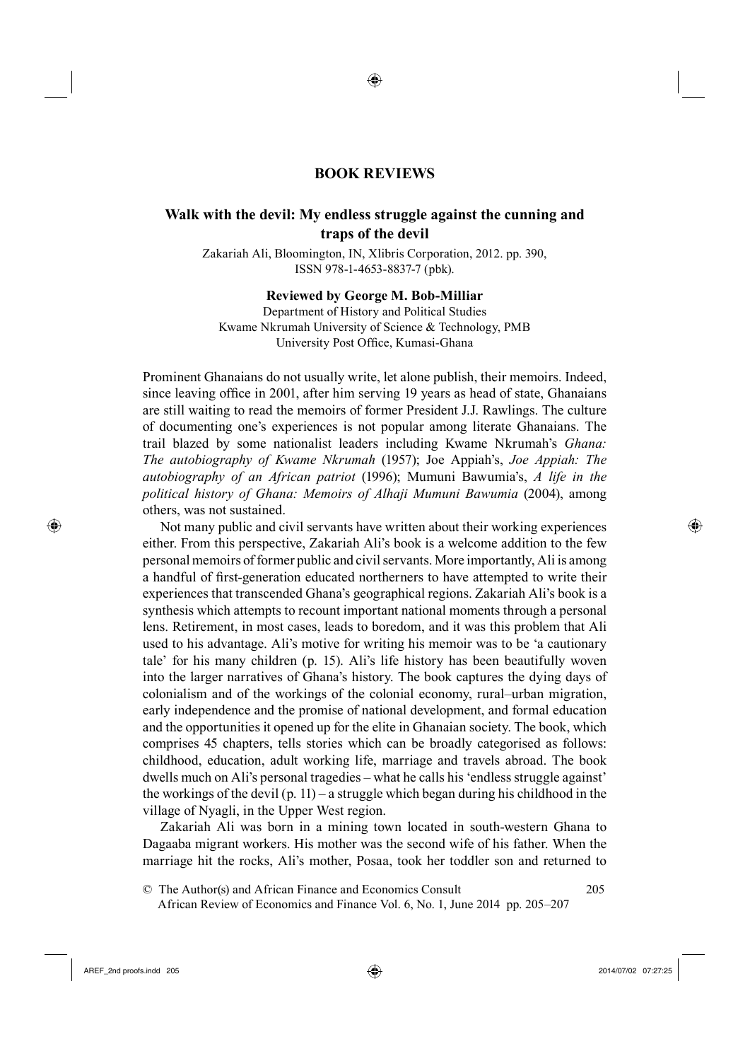# BOOK REVIEWS

## Walk with the devil: My endless struggle against the cunning and traps of the devil

Zakariah Ali, Bloomington, IN, Xlibris Corporation, 2012. pp. 390, ISSN 978-1-4653-8837-7 (pbk).

**Reviewed by George M. Bob-Milliar**

Department of History and Political Studies
Kwame Nkrumah University of Science & Technology, PMB
University Post Office, Kumasi-Ghana

Prominent Ghanaians do not usually write, let alone publish, their memoirs. Indeed, since leaving office in 2001, after him serving 19 years as head of state, Ghanaians are still waiting to read the memoirs of former President J.J. Rawlings. The culture of documenting one's experiences is not popular among literate Ghanaians. The trail blazed by some nationalist leaders including Kwame Nkrumah's *Ghana: The autobiography of Kwame Nkrumah* (1957); Joe Appiah's, *Joe Appiah: The autobiography of an African patriot* (1996); Mumuni Bawumia's, *A life in the political history of Ghana: Memoirs of Alhaji Mumuni Bawumia* (2004), among others, was not sustained.

Not many public and civil servants have written about their working experiences either. From this perspective, Zakariah Ali's book is a welcome addition to the few personal memoirs of former public and civil servants. More importantly, Ali is among a handful of first-generation educated northerners to have attempted to write their experiences that transcended Ghana's geographical regions. Zakariah Ali's book is a synthesis which attempts to recount important national moments through a personal lens. Retirement, in most cases, leads to boredom, and it was this problem that Ali used to his advantage. Ali's motive for writing his memoir was to be 'a cautionary tale' for his many children (p. 15). Ali's life history has been beautifully woven into the larger narratives of Ghana's history. The book captures the dying days of colonialism and of the workings of the colonial economy, rural–urban migration, early independence and the promise of national development, and formal education and the opportunities it opened up for the elite in Ghanaian society. The book, which comprises 45 chapters, tells stories which can be broadly categorised as follows: childhood, education, adult working life, marriage and travels abroad. The book dwells much on Ali's personal tragedies – what he calls his 'endless struggle against' the workings of the devil (p. 11) – a struggle which began during his childhood in the village of Nyagli, in the Upper West region.

Zakariah Ali was born in a mining town located in south-western Ghana to Dagaaba migrant workers. His mother was the second wife of his father. When the marriage hit the rocks, Ali's mother, Posaa, took her toddler son and returned to

© The Author(s) and African Finance and Economics Consult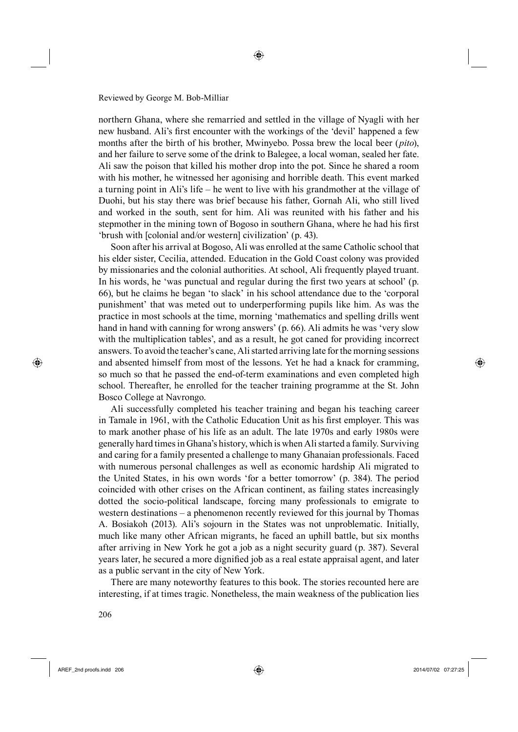northern Ghana, where she remarried and settled in the village of Nyagli with her new husband. Ali's first encounter with the workings of the 'devil' happened a few months after the birth of his brother, Mwinyebo. Possa brew the local beer (*pito*), and her failure to serve some of the drink to Balegee, a local woman, sealed her fate. Ali saw the poison that killed his mother drop into the pot. Since he shared a room with his mother, he witnessed her agonising and horrible death. This event marked a turning point in Ali's life – he went to live with his grandmother at the village of Duohi, but his stay there was brief because his father, Gornah Ali, who still lived and worked in the south, sent for him. Ali was reunited with his father and his stepmother in the mining town of Bogoso in southern Ghana, where he had his first 'brush with [colonial and/or western] civilization' (p. 43).

Soon after his arrival at Bogoso, Ali was enrolled at the same Catholic school that his elder sister, Cecilia, attended. Education in the Gold Coast colony was provided by missionaries and the colonial authorities. At school, Ali frequently played truant. In his words, he 'was punctual and regular during the first two years at school' (p. 66), but he claims he began 'to slack' in his school attendance due to the 'corporal punishment' that was meted out to underperforming pupils like him. As was the practice in most schools at the time, morning 'mathematics and spelling drills went hand in hand with canning for wrong answers' (p. 66). Ali admits he was 'very slow with the multiplication tables', and as a result, he got caned for providing incorrect answers. To avoid the teacher's cane, Ali started arriving late for the morning sessions and absented himself from most of the lessons. Yet he had a knack for cramming, so much so that he passed the end-of-term examinations and even completed high school. Thereafter, he enrolled for the teacher training programme at the St. John Bosco College at Navrongo.

Ali successfully completed his teacher training and began his teaching career in Tamale in 1961, with the Catholic Education Unit as his first employer. This was to mark another phase of his life as an adult. The late 1970s and early 1980s were generally hard times in Ghana's history, which is when Ali started a family. Surviving and caring for a family presented a challenge to many Ghanaian professionals. Faced with numerous personal challenges as well as economic hardship Ali migrated to the United States, in his own words 'for a better tomorrow' (p. 384). The period coincided with other crises on the African continent, as failing states increasingly dotted the socio-political landscape, forcing many professionals to emigrate to western destinations – a phenomenon recently reviewed for this journal by Thomas A. Bosiakoh (2013). Ali's sojourn in the States was not unproblematic. Initially, much like many other African migrants, he faced an uphill battle, but six months after arriving in New York he got a job as a night security guard (p. 387). Several years later, he secured a more dignified job as a real estate appraisal agent, and later as a public servant in the city of New York.

There are many noteworthy features to this book. The stories recounted here are interesting, if at times tragic. Nonetheless, the main weakness of the publication lies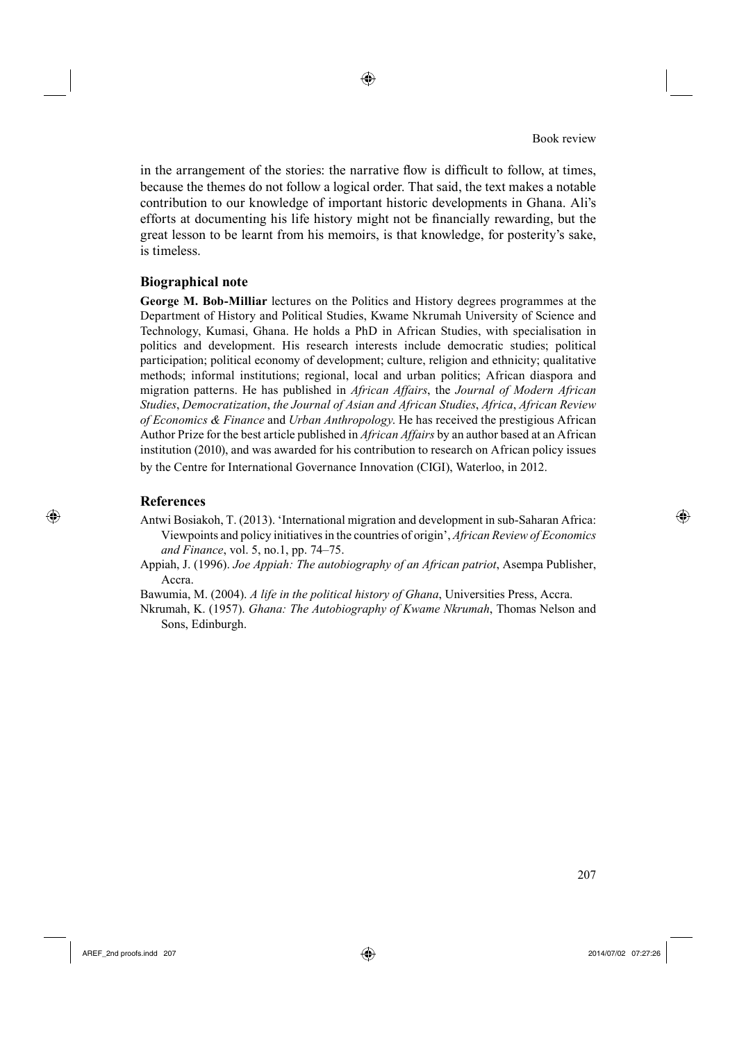in the arrangement of the stories: the narrative flow is difficult to follow, at times, because the themes do not follow a logical order. That said, the text makes a notable contribution to our knowledge of important historic developments in Ghana. Ali's efforts at documenting his life history might not be financially rewarding, but the great lesson to be learnt from his memoirs, is that knowledge, for posterity's sake, is timeless.

## Biographical note

**George M. Bob-Milliar** lectures on the Politics and History degrees programmes at the Department of History and Political Studies, Kwame Nkrumah University of Science and Technology, Kumasi, Ghana. He holds a PhD in African Studies, with specialisation in politics and development. His research interests include democratic studies; political participation; political economy of development; culture, religion and ethnicity; qualitative methods; informal institutions; regional, local and urban politics; African diaspora and migration patterns. He has published in *African Affairs*, the *Journal of Modern African Studies*, *Democratization*, *the Journal of Asian and African Studies*, *Africa*, *African Review of Economics & Finance* and *Urban Anthropology*. He has received the prestigious African Author Prize for the best article published in *African Affairs* by an author based at an African institution (2010), and was awarded for his contribution to research on African policy issues by the Centre for International Governance Innovation (CIGI), Waterloo, in 2012.

## References

Antwi Bosiakoh, T. (2013). 'International migration and development in sub-Saharan Africa: Viewpoints and policy initiatives in the countries of origin', *African Review of Economics and Finance*, vol. 5, no.1, pp. 74–75.

Appiah, J. (1996). *Joe Appiah: The autobiography of an African patriot*, Asempa Publisher, Accra.

Bawumia, M. (2004). *A life in the political history of Ghana*, Universities Press, Accra.

Nkrumah, K. (1957). *Ghana: The Autobiography of Kwame Nkrumah*, Thomas Nelson and Sons, Edinburgh.